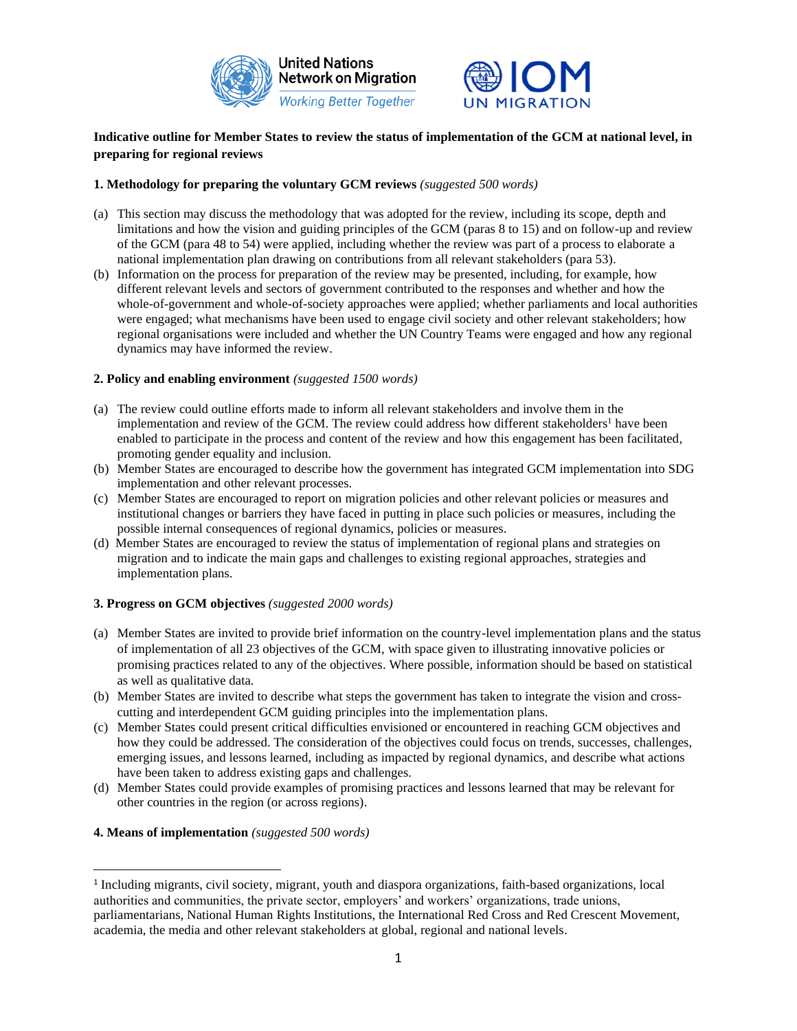**Indicative outline for Member States to review the status of implementation of the GCM at national level, in preparing for regional reviews**

**1. Methodology for preparing the voluntary GCM reviews** *(suggested 500 words)*

(a) This section may discuss the methodology that was adopted for the review, including its scope, depth and limitations and how the vision and guiding principles of the GCM (paras 8 to 15) and on follow-up and review of the GCM (para 48 to 54) were applied, including whether the review was part of a process to elaborate a national implementation plan drawing on contributions from all relevant stakeholders (para 53).

(b) Information on the process for preparation of the review may be presented, including, for example, how different relevant levels and sectors of government contributed to the responses and whether and how the whole-of-government and whole-of-society approaches were applied; whether parliaments and local authorities were engaged; what mechanisms have been used to engage civil society and other relevant stakeholders; how regional organisations were included and whether the UN Country Teams were engaged and how any regional dynamics may have informed the review.

**2. Policy and enabling environment** *(suggested 1500 words)*

(a) The review could outline efforts made to inform all relevant stakeholders and involve them in the implementation and review of the GCM. The review could address how different stakeholders[1] have been enabled to participate in the process and content of the review and how this engagement has been facilitated, promoting gender equality and inclusion.

(b) Member States are encouraged to describe how the government has integrated GCM implementation into SDG implementation and other relevant processes.

(c) Member States are encouraged to report on migration policies and other relevant policies or measures and institutional changes or barriers they have faced in putting in place such policies or measures, including the possible internal consequences of regional dynamics, policies or measures.

(d) Member States are encouraged to review the status of implementation of regional plans and strategies on migration and to indicate the main gaps and challenges to existing regional approaches, strategies and implementation plans.

**3. Progress on GCM objectives** *(suggested 2000 words)*

(a) Member States are invited to provide brief information on the country-level implementation plans and the status of implementation of all 23 objectives of the GCM, with space given to illustrating innovative policies or promising practices related to any of the objectives. Where possible, information should be based on statistical as well as qualitative data.

(b) Member States are invited to describe what steps the government has taken to integrate the vision and cross-cutting and interdependent GCM guiding principles into the implementation plans.

(c) Member States could present critical difficulties envisioned or encountered in reaching GCM objectives and how they could be addressed. The consideration of the objectives could focus on trends, successes, challenges, emerging issues, and lessons learned, including as impacted by regional dynamics, and describe what actions have been taken to address existing gaps and challenges.

(d) Member States could provide examples of promising practices and lessons learned that may be relevant for other countries in the region (or across regions).

**4. Means of implementation** *(suggested 500 words)*

---

[1] Including migrants, civil society, migrant, youth and diaspora organizations, faith-based organizations, local authorities and communities, the private sector, employers' and workers' organizations, trade unions, parliamentarians, National Human Rights Institutions, the International Red Cross and Red Crescent Movement, academia, the media and other relevant stakeholders at global, regional and national levels.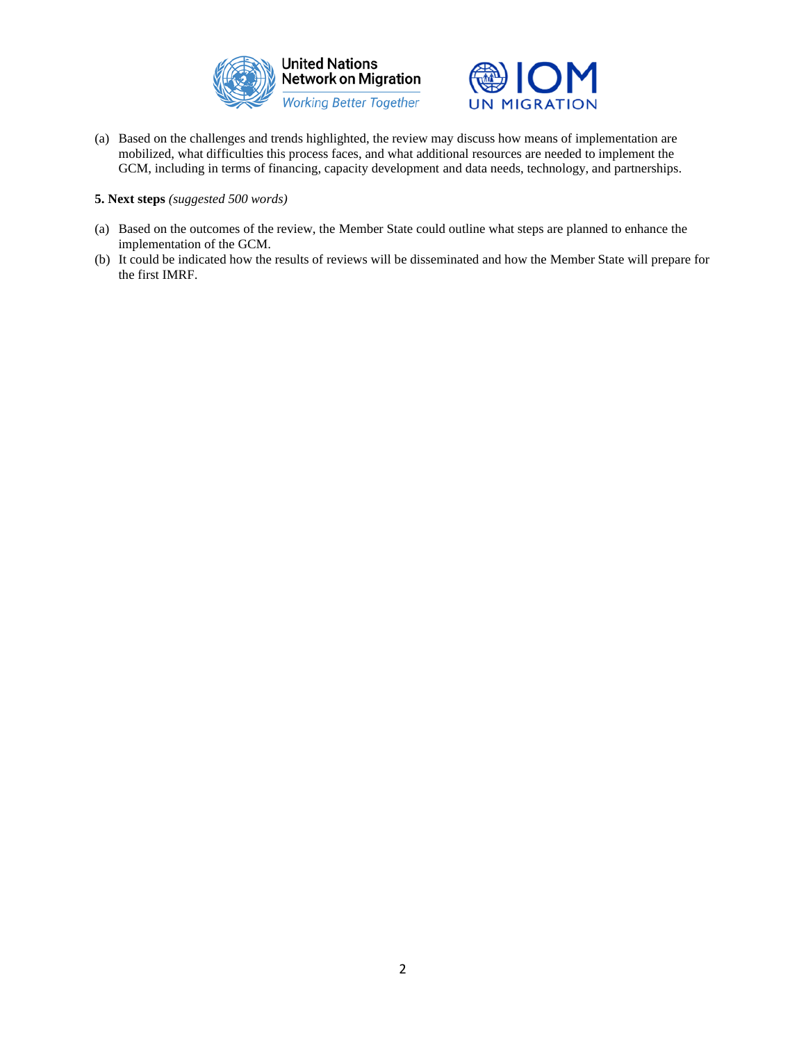(a) Based on the challenges and trends highlighted, the review may discuss how means of implementation are mobilized, what difficulties this process faces, and what additional resources are needed to implement the GCM, including in terms of financing, capacity development and data needs, technology, and partnerships.

**5. Next steps** *(suggested 500 words)*

(a) Based on the outcomes of the review, the Member State could outline what steps are planned to enhance the implementation of the GCM.

(b) It could be indicated how the results of reviews will be disseminated and how the Member State will prepare for the first IMRF.